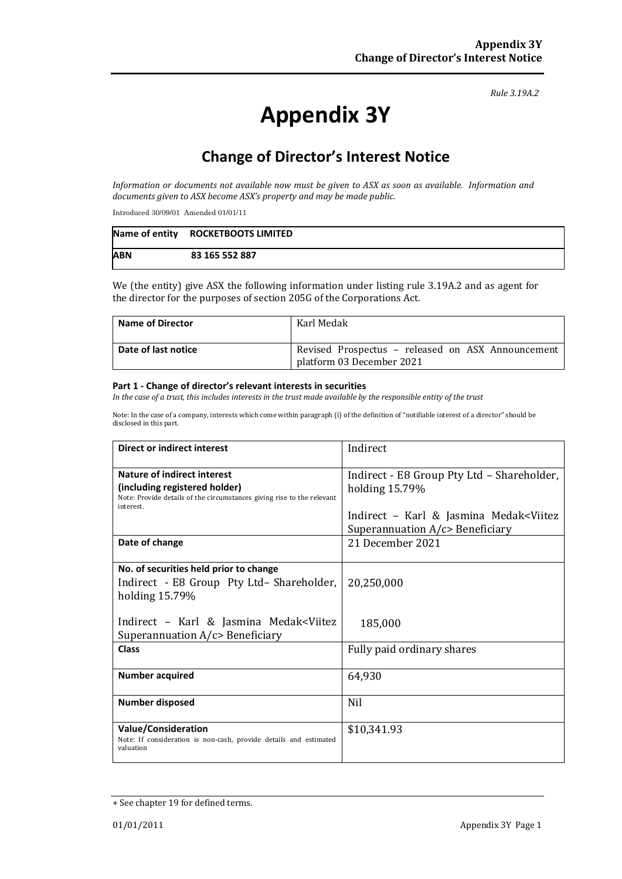*Rule 3.19A.2*

# Appendix 3Y

## Change of Director's Interest Notice

*Information or documents not available now must be given to ASX as soon as available. Information and documents given to ASX become ASX's property and may be made public.*

Introduced 30/09/01 Amended 01/01/11

| **Name of entity** | **ROCKETBOOTS LIMITED** |
|---|---|
| **ABN** | **83 165 552 887** |

We (the entity) give ASX the following information under listing rule 3.19A.2 and as agent for the director for the purposes of section 205G of the Corporations Act.

| **Name of Director** | Karl Medak |
|---|---|
| **Date of last notice** | Revised Prospectus – released on ASX Announcement platform 03 December 2021 |

#### Part 1 - Change of director's relevant interests in securities

*In the case of a trust, this includes interests in the trust made available by the responsible entity of the trust*

Note: In the case of a company, interests which come within paragraph (i) of the definition of "notifiable interest of a director" should be disclosed in this part.

| **Direct or indirect interest** | Indirect |
|---|---|
| **Nature of indirect interest (including registered holder)**<br>Note: Provide details of the circumstances giving rise to the relevant interest. | Indirect - E8 Group Pty Ltd – Shareholder, holding 15.79%<br><br>Indirect – Karl & Jasmina Medak<Viitez Superannuation A/c> Beneficiary |
| **Date of change** | 21 December 2021 |
| **No. of securities held prior to change**<br>Indirect - E8 Group Pty Ltd– Shareholder, holding 15.79%<br><br>Indirect – Karl & Jasmina Medak<Viitez Superannuation A/c> Beneficiary | 20,250,000<br><br>185,000 |
| **Class** | Fully paid ordinary shares |
| **Number acquired** | 64,930 |
| **Number disposed** | Nil |
| **Value/Consideration**<br>Note: If consideration is non-cash, provide details and estimated valuation | $10,341.93 |

+ See chapter 19 for defined terms.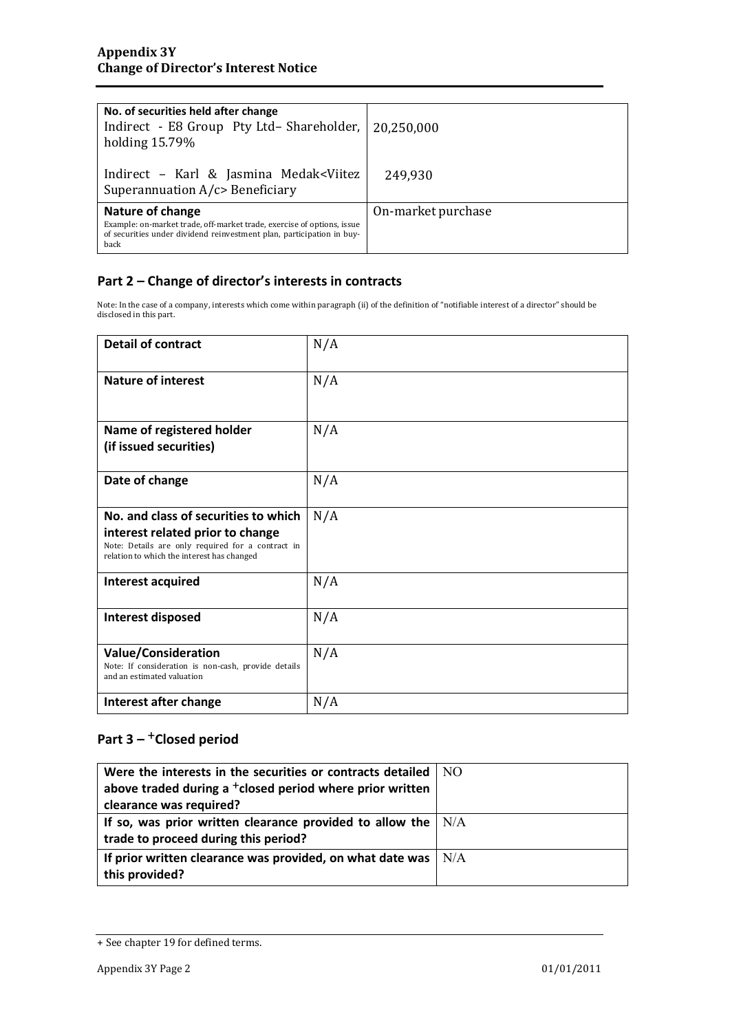| | |
|---|---|
| **No. of securities held after change**<br>Indirect - E8 Group Pty Ltd– Shareholder, holding 15.79%<br><br>Indirect – Karl & Jasmina Medak<Viitez Superannuation A/c> Beneficiary | 20,250,000<br><br><br>249,930 |
| **Nature of change**<br>Example: on-market trade, off-market trade, exercise of options, issue of securities under dividend reinvestment plan, participation in buy-back | On-market purchase |

## Part 2 – Change of director's interests in contracts

Note: In the case of a company, interests which come within paragraph (ii) of the definition of "notifiable interest of a director" should be disclosed in this part.

| | |
|---|---|
| **Detail of contract** | N/A |
| **Nature of interest** | N/A |
| **Name of registered holder (if issued securities)** | N/A |
| **Date of change** | N/A |
| **No. and class of securities to which interest related prior to change**<br>Note: Details are only required for a contract in relation to which the interest has changed | N/A |
| **Interest acquired** | N/A |
| **Interest disposed** | N/A |
| **Value/Consideration**<br>Note: If consideration is non-cash, provide details and an estimated valuation | N/A |
| **Interest after change** | N/A |

## Part 3 – +Closed period

| | |
|---|---|
| **Were the interests in the securities or contracts detailed above traded during a +closed period where prior written clearance was required?** | NO |
| **If so, was prior written clearance provided to allow the trade to proceed during this period?** | N/A |
| **If prior written clearance was provided, on what date was this provided?** | N/A |

+ See chapter 19 for defined terms.